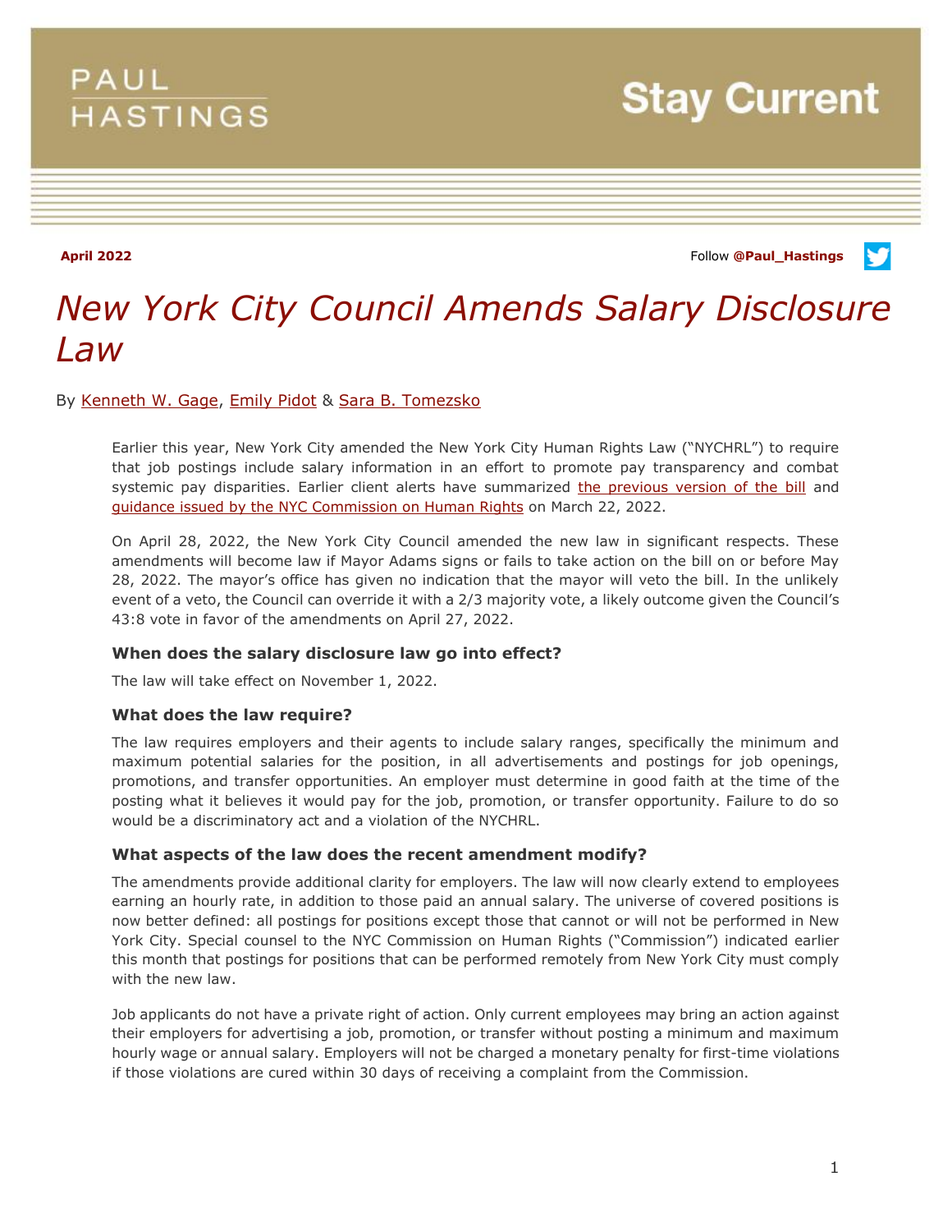PAUL HASTINGS

Stay Current

April 2022

Follow @Paul_Hastings

# *New York City Council Amends Salary Disclosure Law*

By Kenneth W. Gage, Emily Pidot & Sara B. Tomezsko

Earlier this year, New York City amended the New York City Human Rights Law ("NYCHRL") to require that job postings include salary information in an effort to promote pay transparency and combat systemic pay disparities. Earlier client alerts have summarized the previous version of the bill and guidance issued by the NYC Commission on Human Rights on March 22, 2022.

On April 28, 2022, the New York City Council amended the new law in significant respects. These amendments will become law if Mayor Adams signs or fails to take action on the bill on or before May 28, 2022. The mayor's office has given no indication that the mayor will veto the bill. In the unlikely event of a veto, the Council can override it with a 2/3 majority vote, a likely outcome given the Council's 43:8 vote in favor of the amendments on April 27, 2022.

### When does the salary disclosure law go into effect?

The law will take effect on November 1, 2022.

### What does the law require?

The law requires employers and their agents to include salary ranges, specifically the minimum and maximum potential salaries for the position, in all advertisements and postings for job openings, promotions, and transfer opportunities. An employer must determine in good faith at the time of the posting what it believes it would pay for the job, promotion, or transfer opportunity. Failure to do so would be a discriminatory act and a violation of the NYCHRL.

### What aspects of the law does the recent amendment modify?

The amendments provide additional clarity for employers. The law will now clearly extend to employees earning an hourly rate, in addition to those paid an annual salary. The universe of covered positions is now better defined: all postings for positions except those that cannot or will not be performed in New York City. Special counsel to the NYC Commission on Human Rights ("Commission") indicated earlier this month that postings for positions that can be performed remotely from New York City must comply with the new law.

Job applicants do not have a private right of action. Only current employees may bring an action against their employers for advertising a job, promotion, or transfer without posting a minimum and maximum hourly wage or annual salary. Employers will not be charged a monetary penalty for first-time violations if those violations are cured within 30 days of receiving a complaint from the Commission.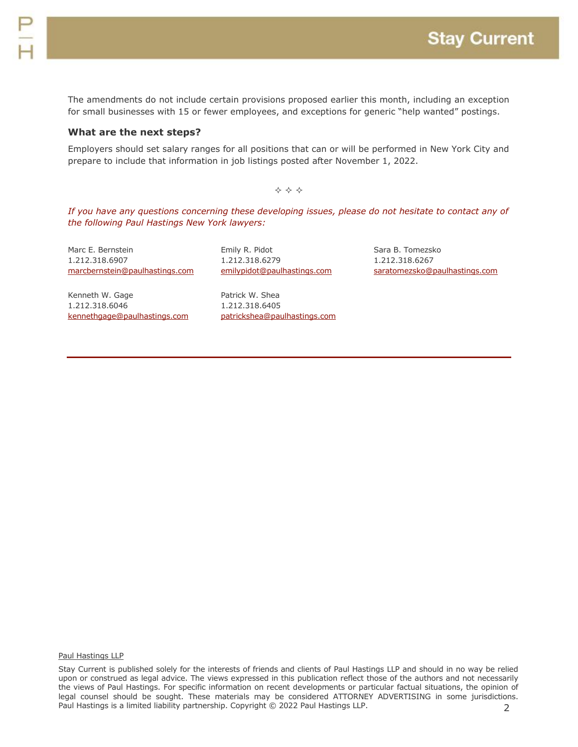The amendments do not include certain provisions proposed earlier this month, including an exception for small businesses with 15 or fewer employees, and exceptions for generic "help wanted" postings.

### What are the next steps?

Employers should set salary ranges for all positions that can or will be performed in New York City and prepare to include that information in job listings posted after November 1, 2022.

✧ ✧ ✧

*If you have any questions concerning these developing issues, please do not hesitate to contact any of the following Paul Hastings New York lawyers:*

Marc E. Bernstein
1.212.318.6907
marcbernstein@paulhastings.com

Emily R. Pidot
1.212.318.6279
emilypidot@paulhastings.com

Sara B. Tomezsko
1.212.318.6267
saratomezsko@paulhastings.com

Kenneth W. Gage
1.212.318.6046
kennethgage@paulhastings.com

Patrick W. Shea
1.212.318.6405
patrickshea@paulhastings.com

---

Paul Hastings LLP

Stay Current is published solely for the interests of friends and clients of Paul Hastings LLP and should in no way be relied upon or construed as legal advice. The views expressed in this publication reflect those of the authors and not necessarily the views of Paul Hastings. For specific information on recent developments or particular factual situations, the opinion of legal counsel should be sought. These materials may be considered ATTORNEY ADVERTISING in some jurisdictions. Paul Hastings is a limited liability partnership. Copyright © 2022 Paul Hastings LLP.